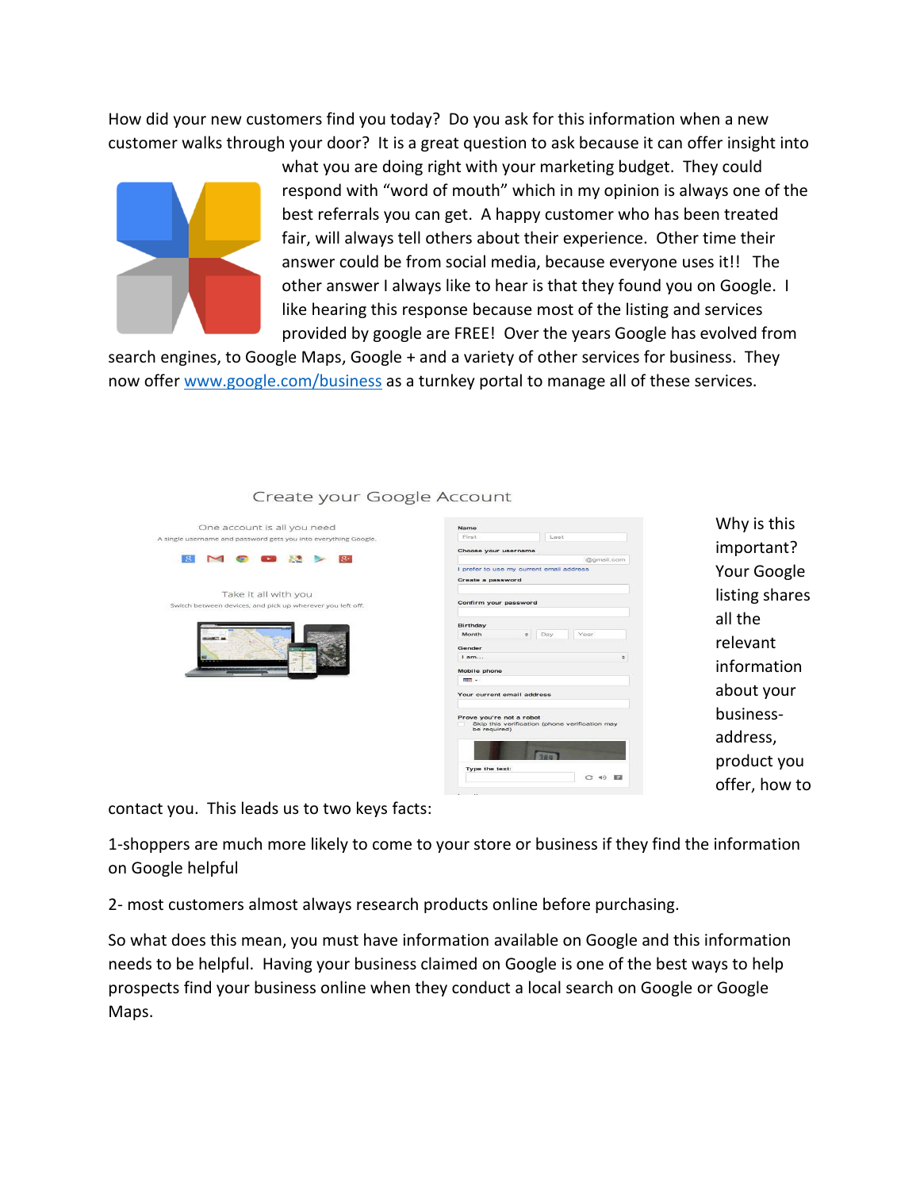How did your new customers find you today? Do you ask for this information when a new customer walks through your door? It is a great question to ask because it can offer insight into what you are doing right with your marketing budget. They could respond with "word of mouth" which in my opinion is always one of the best referrals you can get. A happy customer who has been treated fair, will always tell others about their experience. Other time their answer could be from social media, because everyone uses it!! The other answer I always like to hear is that they found you on Google. I like hearing this response because most of the listing and services provided by google are FREE! Over the years Google has evolved from search engines, to Google Maps, Google + and a variety of other services for business. They now offer [www.google.com/business](www.google.com/business) as a turnkey portal to manage all of these services.

Why is this important? Your Google listing shares all the relevant information about your business- address, product you offer, how to contact you. This leads us to two keys facts:

1-shoppers are much more likely to come to your store or business if they find the information on Google helpful

2- most customers almost always research products online before purchasing.

So what does this mean, you must have information available on Google and this information needs to be helpful. Having your business claimed on Google is one of the best ways to help prospects find your business online when they conduct a local search on Google or Google Maps.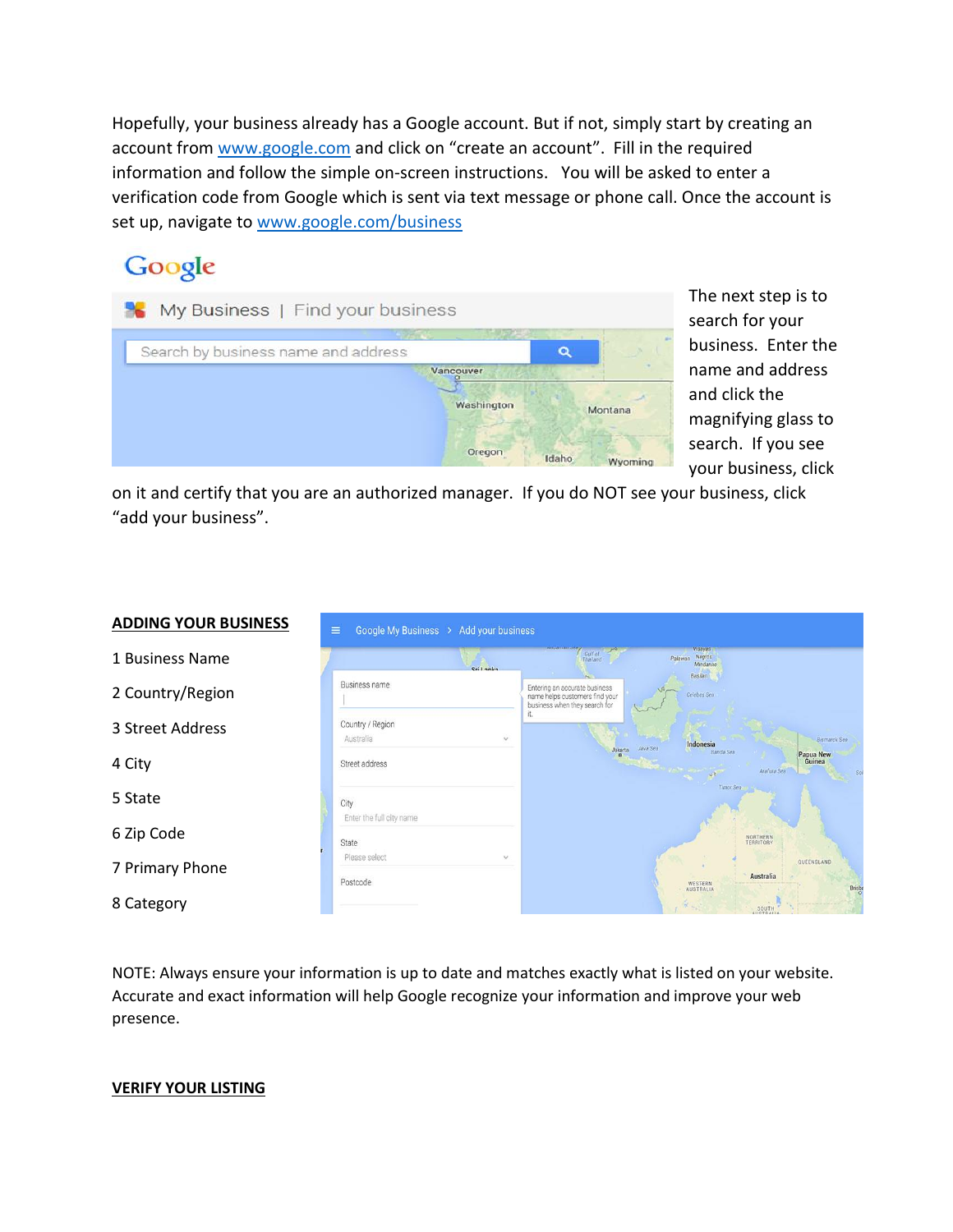Hopefully, your business already has a Google account. But if not, simply start by creating an account from [www.google.com](http://www.google.com) and click on "create an account". Fill in the required information and follow the simple on-screen instructions. You will be asked to enter a verification code from Google which is sent via text message or phone call. Once the account is set up, navigate to [www.google.com/business](http://www.google.com/business)

The next step is to search for your business. Enter the name and address and click the magnifying glass to search. If you see your business, click on it and certify that you are an authorized manager. If you do NOT see your business, click "add your business".

## ADDING YOUR BUSINESS

1 Business Name

2 Country/Region

3 Street Address

4 City

5 State

6 Zip Code

7 Primary Phone

8 Category

NOTE: Always ensure your information is up to date and matches exactly what is listed on your website. Accurate and exact information will help Google recognize your information and improve your web presence.

## VERIFY YOUR LISTING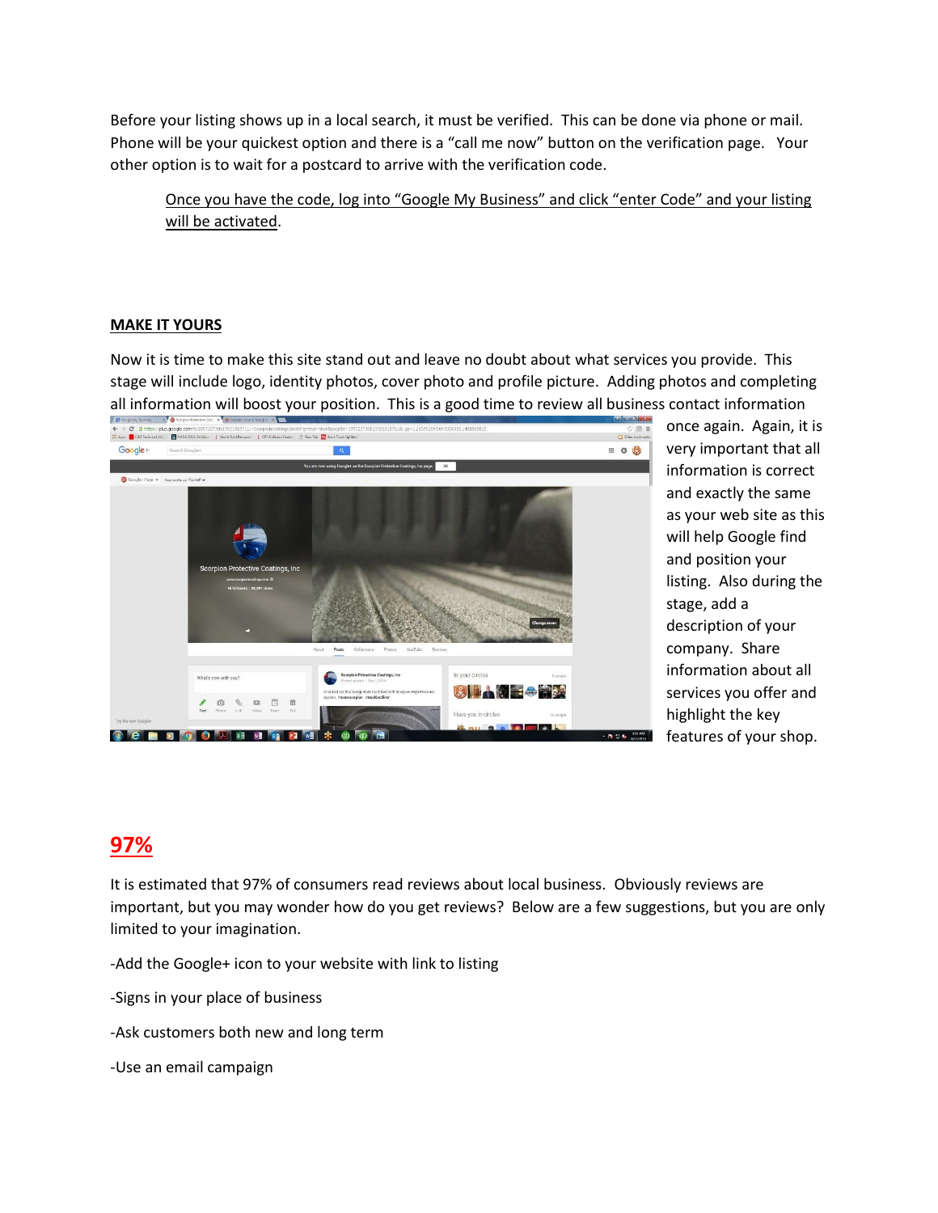Before your listing shows up in a local search, it must be verified. This can be done via phone or mail. Phone will be your quickest option and there is a "call me now" button on the verification page. Your other option is to wait for a postcard to arrive with the verification code.

> <u>Once you have the code, log into "Google My Business" and click "enter Code" and your listing will be activated</u>.

## MAKE IT YOURS

Now it is time to make this site stand out and leave no doubt about what services you provide. This stage will include logo, identity photos, cover photo and profile picture. Adding photos and completing all information will boost your position. This is a good time to review all business contact information once again. Again, it is very important that all information is correct and exactly the same as your web site as this will help Google find and position your listing. Also during the stage, add a description of your company. Share information about all services you offer and highlight the key features of your shop.

## 97%

It is estimated that 97% of consumers read reviews about local business. Obviously reviews are important, but you may wonder how do you get reviews? Below are a few suggestions, but you are only limited to your imagination.

-Add the Google+ icon to your website with link to listing

-Signs in your place of business

-Ask customers both new and long term

-Use an email campaign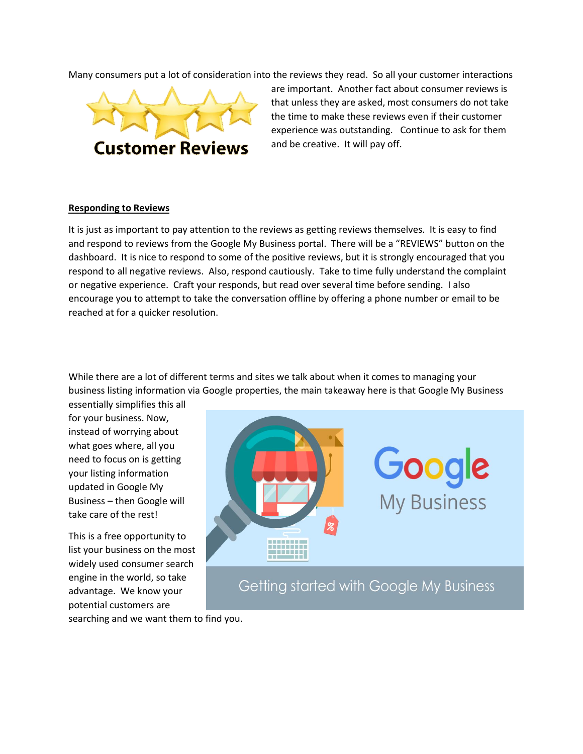Many consumers put a lot of consideration into the reviews they read. So all your customer interactions are important. Another fact about consumer reviews is that unless they are asked, most consumers do not take the time to make these reviews even if their customer experience was outstanding. Continue to ask for them and be creative. It will pay off.

**Responding to Reviews**

It is just as important to pay attention to the reviews as getting reviews themselves. It is easy to find and respond to reviews from the Google My Business portal. There will be a "REVIEWS" button on the dashboard. It is nice to respond to some of the positive reviews, but it is strongly encouraged that you respond to all negative reviews. Also, respond cautiously. Take to time fully understand the complaint or negative experience. Craft your responds, but read over several time before sending. I also encourage you to attempt to take the conversation offline by offering a phone number or email to be reached at for a quicker resolution.

While there are a lot of different terms and sites we talk about when it comes to managing your business listing information via Google properties, the main takeaway here is that Google My Business essentially simplifies this all for your business. Now, instead of worrying about what goes where, all you need to focus on is getting your listing information updated in Google My Business – then Google will take care of the rest!

This is a free opportunity to list your business on the most widely used consumer search engine in the world, so take advantage. We know your potential customers are searching and we want them to find you.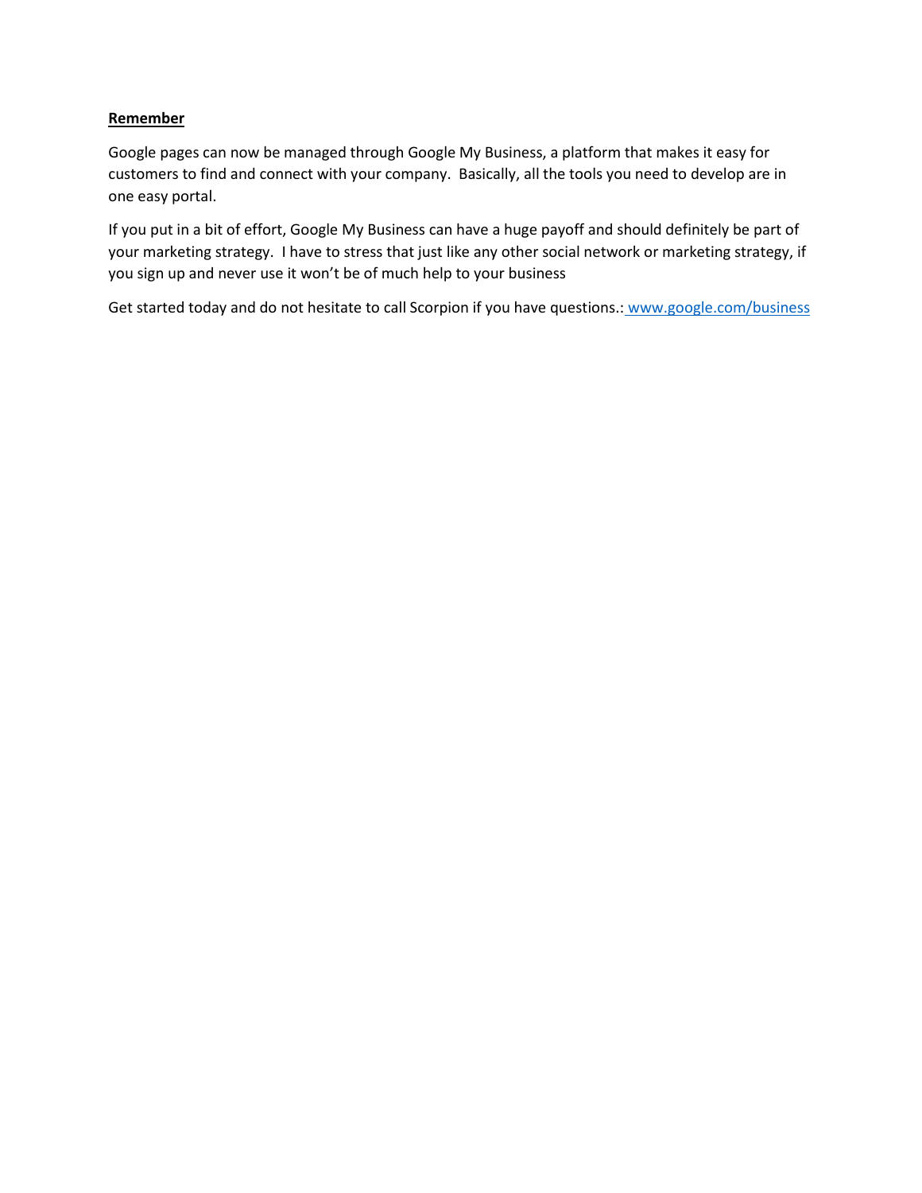**Remember**

Google pages can now be managed through Google My Business, a platform that makes it easy for customers to find and connect with your company. Basically, all the tools you need to develop are in one easy portal.

If you put in a bit of effort, Google My Business can have a huge payoff and should definitely be part of your marketing strategy. I have to stress that just like any other social network or marketing strategy, if you sign up and never use it won't be of much help to your business

Get started today and do not hesitate to call Scorpion if you have questions.: www.google.com/business